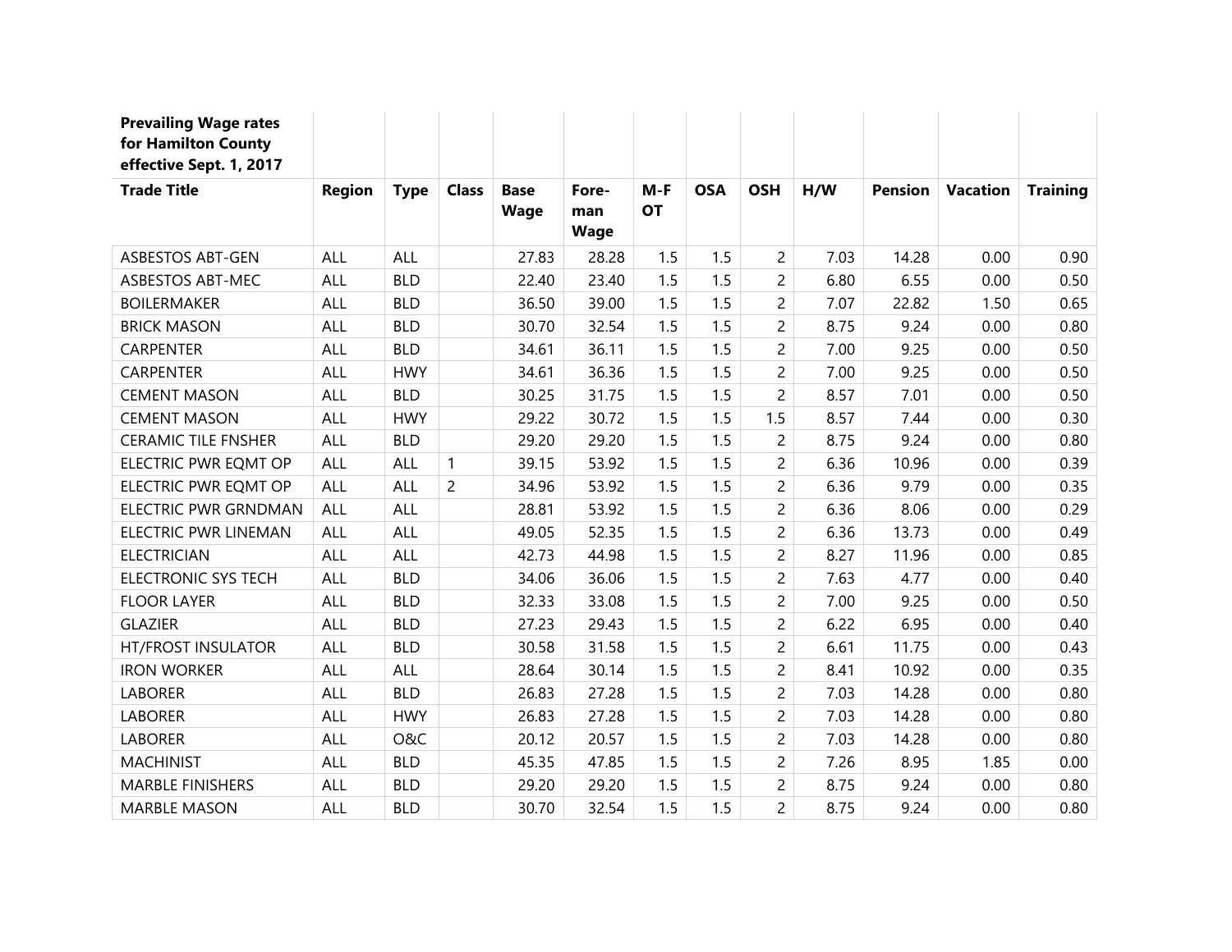**Prevailing Wage rates for Hamilton County effective Sept. 1, 2017**

| Trade Title | Region | Type | Class | Base Wage | Fore-man Wage | M-F OT | OSA | OSH | H/W | Pension | Vacation | Training |
|---|---|---|---|---|---|---|---|---|---|---|---|---|
| ASBESTOS ABT-GEN | ALL | ALL | | 27.83 | 28.28 | 1.5 | 1.5 | 2 | 7.03 | 14.28 | 0.00 | 0.90 |
| ASBESTOS ABT-MEC | ALL | BLD | | 22.40 | 23.40 | 1.5 | 1.5 | 2 | 6.80 | 6.55 | 0.00 | 0.50 |
| BOILERMAKER | ALL | BLD | | 36.50 | 39.00 | 1.5 | 1.5 | 2 | 7.07 | 22.82 | 1.50 | 0.65 |
| BRICK MASON | ALL | BLD | | 30.70 | 32.54 | 1.5 | 1.5 | 2 | 8.75 | 9.24 | 0.00 | 0.80 |
| CARPENTER | ALL | BLD | | 34.61 | 36.11 | 1.5 | 1.5 | 2 | 7.00 | 9.25 | 0.00 | 0.50 |
| CARPENTER | ALL | HWY | | 34.61 | 36.36 | 1.5 | 1.5 | 2 | 7.00 | 9.25 | 0.00 | 0.50 |
| CEMENT MASON | ALL | BLD | | 30.25 | 31.75 | 1.5 | 1.5 | 2 | 8.57 | 7.01 | 0.00 | 0.50 |
| CEMENT MASON | ALL | HWY | | 29.22 | 30.72 | 1.5 | 1.5 | 1.5 | 8.57 | 7.44 | 0.00 | 0.30 |
| CERAMIC TILE FNSHER | ALL | BLD | | 29.20 | 29.20 | 1.5 | 1.5 | 2 | 8.75 | 9.24 | 0.00 | 0.80 |
| ELECTRIC PWR EQMT OP | ALL | ALL | 1 | 39.15 | 53.92 | 1.5 | 1.5 | 2 | 6.36 | 10.96 | 0.00 | 0.39 |
| ELECTRIC PWR EQMT OP | ALL | ALL | 2 | 34.96 | 53.92 | 1.5 | 1.5 | 2 | 6.36 | 9.79 | 0.00 | 0.35 |
| ELECTRIC PWR GRNDMAN | ALL | ALL | | 28.81 | 53.92 | 1.5 | 1.5 | 2 | 6.36 | 8.06 | 0.00 | 0.29 |
| ELECTRIC PWR LINEMAN | ALL | ALL | | 49.05 | 52.35 | 1.5 | 1.5 | 2 | 6.36 | 13.73 | 0.00 | 0.49 |
| ELECTRICIAN | ALL | ALL | | 42.73 | 44.98 | 1.5 | 1.5 | 2 | 8.27 | 11.96 | 0.00 | 0.85 |
| ELECTRONIC SYS TECH | ALL | BLD | | 34.06 | 36.06 | 1.5 | 1.5 | 2 | 7.63 | 4.77 | 0.00 | 0.40 |
| FLOOR LAYER | ALL | BLD | | 32.33 | 33.08 | 1.5 | 1.5 | 2 | 7.00 | 9.25 | 0.00 | 0.50 |
| GLAZIER | ALL | BLD | | 27.23 | 29.43 | 1.5 | 1.5 | 2 | 6.22 | 6.95 | 0.00 | 0.40 |
| HT/FROST INSULATOR | ALL | BLD | | 30.58 | 31.58 | 1.5 | 1.5 | 2 | 6.61 | 11.75 | 0.00 | 0.43 |
| IRON WORKER | ALL | ALL | | 28.64 | 30.14 | 1.5 | 1.5 | 2 | 8.41 | 10.92 | 0.00 | 0.35 |
| LABORER | ALL | BLD | | 26.83 | 27.28 | 1.5 | 1.5 | 2 | 7.03 | 14.28 | 0.00 | 0.80 |
| LABORER | ALL | HWY | | 26.83 | 27.28 | 1.5 | 1.5 | 2 | 7.03 | 14.28 | 0.00 | 0.80 |
| LABORER | ALL | O&C | | 20.12 | 20.57 | 1.5 | 1.5 | 2 | 7.03 | 14.28 | 0.00 | 0.80 |
| MACHINIST | ALL | BLD | | 45.35 | 47.85 | 1.5 | 1.5 | 2 | 7.26 | 8.95 | 1.85 | 0.00 |
| MARBLE FINISHERS | ALL | BLD | | 29.20 | 29.20 | 1.5 | 1.5 | 2 | 8.75 | 9.24 | 0.00 | 0.80 |
| MARBLE MASON | ALL | BLD | | 30.70 | 32.54 | 1.5 | 1.5 | 2 | 8.75 | 9.24 | 0.00 | 0.80 |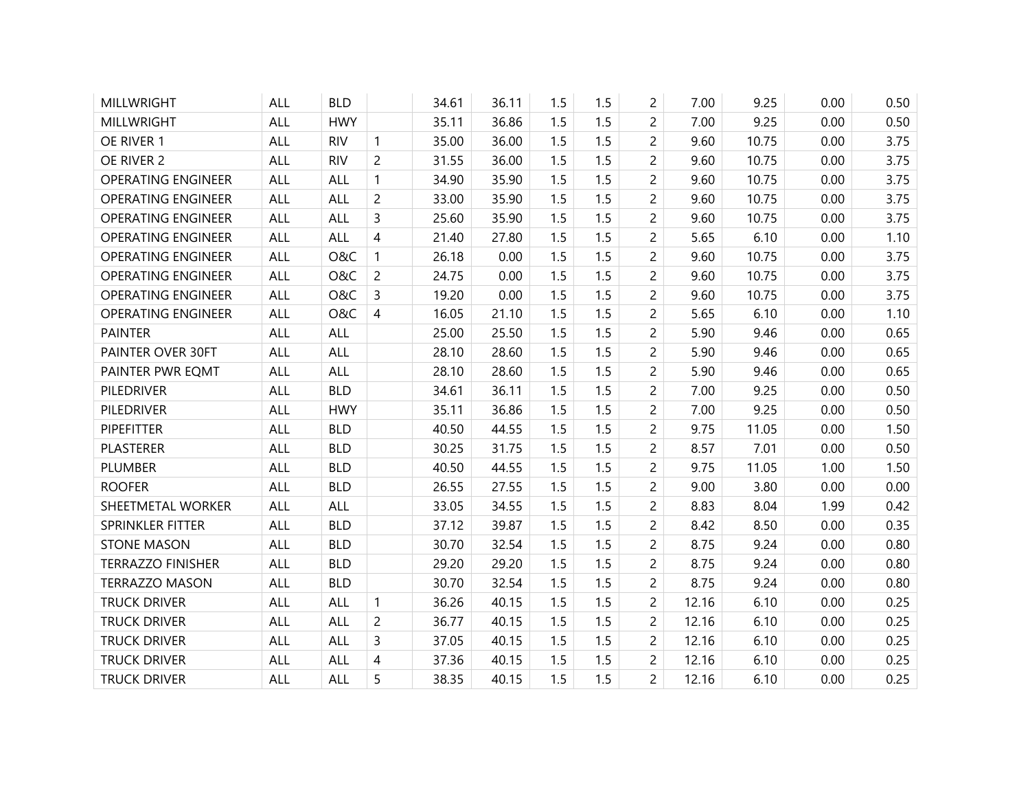| | | | | | | | | | | | | |
|---|---|---|---|---|---|---|---|---|---|---|---|---|
| MILLWRIGHT | ALL | BLD | | 34.61 | 36.11 | 1.5 | 1.5 | 2 | 7.00 | 9.25 | 0.00 | 0.50 |
| MILLWRIGHT | ALL | HWY | | 35.11 | 36.86 | 1.5 | 1.5 | 2 | 7.00 | 9.25 | 0.00 | 0.50 |
| OE RIVER 1 | ALL | RIV | 1 | 35.00 | 36.00 | 1.5 | 1.5 | 2 | 9.60 | 10.75 | 0.00 | 3.75 |
| OE RIVER 2 | ALL | RIV | 2 | 31.55 | 36.00 | 1.5 | 1.5 | 2 | 9.60 | 10.75 | 0.00 | 3.75 |
| OPERATING ENGINEER | ALL | ALL | 1 | 34.90 | 35.90 | 1.5 | 1.5 | 2 | 9.60 | 10.75 | 0.00 | 3.75 |
| OPERATING ENGINEER | ALL | ALL | 2 | 33.00 | 35.90 | 1.5 | 1.5 | 2 | 9.60 | 10.75 | 0.00 | 3.75 |
| OPERATING ENGINEER | ALL | ALL | 3 | 25.60 | 35.90 | 1.5 | 1.5 | 2 | 9.60 | 10.75 | 0.00 | 3.75 |
| OPERATING ENGINEER | ALL | ALL | 4 | 21.40 | 27.80 | 1.5 | 1.5 | 2 | 5.65 | 6.10 | 0.00 | 1.10 |
| OPERATING ENGINEER | ALL | O&C | 1 | 26.18 | 0.00 | 1.5 | 1.5 | 2 | 9.60 | 10.75 | 0.00 | 3.75 |
| OPERATING ENGINEER | ALL | O&C | 2 | 24.75 | 0.00 | 1.5 | 1.5 | 2 | 9.60 | 10.75 | 0.00 | 3.75 |
| OPERATING ENGINEER | ALL | O&C | 3 | 19.20 | 0.00 | 1.5 | 1.5 | 2 | 9.60 | 10.75 | 0.00 | 3.75 |
| OPERATING ENGINEER | ALL | O&C | 4 | 16.05 | 21.10 | 1.5 | 1.5 | 2 | 5.65 | 6.10 | 0.00 | 1.10 |
| PAINTER | ALL | ALL | | 25.00 | 25.50 | 1.5 | 1.5 | 2 | 5.90 | 9.46 | 0.00 | 0.65 |
| PAINTER OVER 30FT | ALL | ALL | | 28.10 | 28.60 | 1.5 | 1.5 | 2 | 5.90 | 9.46 | 0.00 | 0.65 |
| PAINTER PWR EQMT | ALL | ALL | | 28.10 | 28.60 | 1.5 | 1.5 | 2 | 5.90 | 9.46 | 0.00 | 0.65 |
| PILEDRIVER | ALL | BLD | | 34.61 | 36.11 | 1.5 | 1.5 | 2 | 7.00 | 9.25 | 0.00 | 0.50 |
| PILEDRIVER | ALL | HWY | | 35.11 | 36.86 | 1.5 | 1.5 | 2 | 7.00 | 9.25 | 0.00 | 0.50 |
| PIPEFITTER | ALL | BLD | | 40.50 | 44.55 | 1.5 | 1.5 | 2 | 9.75 | 11.05 | 0.00 | 1.50 |
| PLASTERER | ALL | BLD | | 30.25 | 31.75 | 1.5 | 1.5 | 2 | 8.57 | 7.01 | 0.00 | 0.50 |
| PLUMBER | ALL | BLD | | 40.50 | 44.55 | 1.5 | 1.5 | 2 | 9.75 | 11.05 | 1.00 | 1.50 |
| ROOFER | ALL | BLD | | 26.55 | 27.55 | 1.5 | 1.5 | 2 | 9.00 | 3.80 | 0.00 | 0.00 |
| SHEETMETAL WORKER | ALL | ALL | | 33.05 | 34.55 | 1.5 | 1.5 | 2 | 8.83 | 8.04 | 1.99 | 0.42 |
| SPRINKLER FITTER | ALL | BLD | | 37.12 | 39.87 | 1.5 | 1.5 | 2 | 8.42 | 8.50 | 0.00 | 0.35 |
| STONE MASON | ALL | BLD | | 30.70 | 32.54 | 1.5 | 1.5 | 2 | 8.75 | 9.24 | 0.00 | 0.80 |
| TERRAZZO FINISHER | ALL | BLD | | 29.20 | 29.20 | 1.5 | 1.5 | 2 | 8.75 | 9.24 | 0.00 | 0.80 |
| TERRAZZO MASON | ALL | BLD | | 30.70 | 32.54 | 1.5 | 1.5 | 2 | 8.75 | 9.24 | 0.00 | 0.80 |
| TRUCK DRIVER | ALL | ALL | 1 | 36.26 | 40.15 | 1.5 | 1.5 | 2 | 12.16 | 6.10 | 0.00 | 0.25 |
| TRUCK DRIVER | ALL | ALL | 2 | 36.77 | 40.15 | 1.5 | 1.5 | 2 | 12.16 | 6.10 | 0.00 | 0.25 |
| TRUCK DRIVER | ALL | ALL | 3 | 37.05 | 40.15 | 1.5 | 1.5 | 2 | 12.16 | 6.10 | 0.00 | 0.25 |
| TRUCK DRIVER | ALL | ALL | 4 | 37.36 | 40.15 | 1.5 | 1.5 | 2 | 12.16 | 6.10 | 0.00 | 0.25 |
| TRUCK DRIVER | ALL | ALL | 5 | 38.35 | 40.15 | 1.5 | 1.5 | 2 | 12.16 | 6.10 | 0.00 | 0.25 |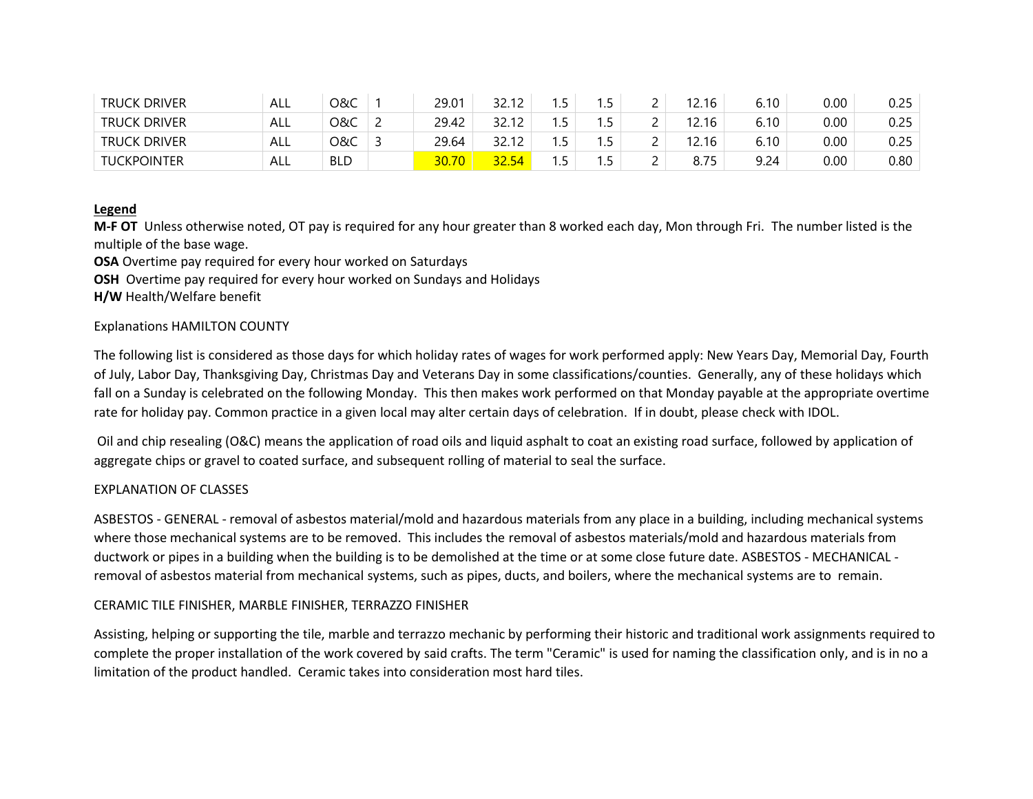| | | | | | | | | | | | | |
|---|---|---|---|---|---|---|---|---|---|---|---|---|
| TRUCK DRIVER | ALL | O&C | 1 | 29.01 | 32.12 | 1.5 | 1.5 | 2 | 12.16 | 6.10 | 0.00 | 0.25 |
| TRUCK DRIVER | ALL | O&C | 2 | 29.42 | 32.12 | 1.5 | 1.5 | 2 | 12.16 | 6.10 | 0.00 | 0.25 |
| TRUCK DRIVER | ALL | O&C | 3 | 29.64 | 32.12 | 1.5 | 1.5 | 2 | 12.16 | 6.10 | 0.00 | 0.25 |
| TUCKPOINTER | ALL | BLD | | 30.70 | 32.54 | 1.5 | 1.5 | 2 | 8.75 | 9.24 | 0.00 | 0.80 |

**Legend**

**M-F OT** Unless otherwise noted, OT pay is required for any hour greater than 8 worked each day, Mon through Fri. The number listed is the multiple of the base wage.

**OSA** Overtime pay required for every hour worked on Saturdays

**OSH** Overtime pay required for every hour worked on Sundays and Holidays

**H/W** Health/Welfare benefit

Explanations HAMILTON COUNTY

The following list is considered as those days for which holiday rates of wages for work performed apply: New Years Day, Memorial Day, Fourth of July, Labor Day, Thanksgiving Day, Christmas Day and Veterans Day in some classifications/counties. Generally, any of these holidays which fall on a Sunday is celebrated on the following Monday. This then makes work performed on that Monday payable at the appropriate overtime rate for holiday pay. Common practice in a given local may alter certain days of celebration. If in doubt, please check with IDOL.

Oil and chip resealing (O&C) means the application of road oils and liquid asphalt to coat an existing road surface, followed by application of aggregate chips or gravel to coated surface, and subsequent rolling of material to seal the surface.

EXPLANATION OF CLASSES

ASBESTOS - GENERAL - removal of asbestos material/mold and hazardous materials from any place in a building, including mechanical systems where those mechanical systems are to be removed. This includes the removal of asbestos materials/mold and hazardous materials from ductwork or pipes in a building when the building is to be demolished at the time or at some close future date. ASBESTOS - MECHANICAL - removal of asbestos material from mechanical systems, such as pipes, ducts, and boilers, where the mechanical systems are to remain.

CERAMIC TILE FINISHER, MARBLE FINISHER, TERRAZZO FINISHER

Assisting, helping or supporting the tile, marble and terrazzo mechanic by performing their historic and traditional work assignments required to complete the proper installation of the work covered by said crafts. The term "Ceramic" is used for naming the classification only, and is in no a limitation of the product handled. Ceramic takes into consideration most hard tiles.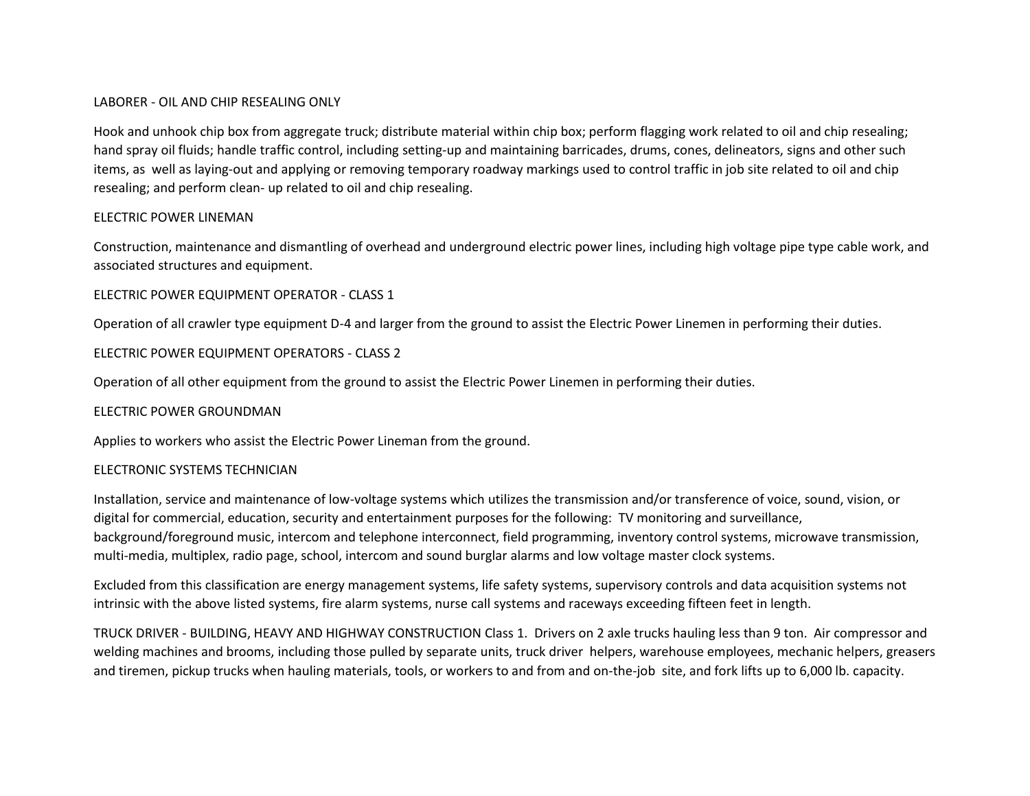LABORER - OIL AND CHIP RESEALING ONLY

Hook and unhook chip box from aggregate truck; distribute material within chip box; perform flagging work related to oil and chip resealing; hand spray oil fluids; handle traffic control, including setting-up and maintaining barricades, drums, cones, delineators, signs and other such items, as well as laying-out and applying or removing temporary roadway markings used to control traffic in job site related to oil and chip resealing; and perform clean- up related to oil and chip resealing.

ELECTRIC POWER LINEMAN

Construction, maintenance and dismantling of overhead and underground electric power lines, including high voltage pipe type cable work, and associated structures and equipment.

ELECTRIC POWER EQUIPMENT OPERATOR - CLASS 1

Operation of all crawler type equipment D-4 and larger from the ground to assist the Electric Power Linemen in performing their duties.

ELECTRIC POWER EQUIPMENT OPERATORS - CLASS 2

Operation of all other equipment from the ground to assist the Electric Power Linemen in performing their duties.

ELECTRIC POWER GROUNDMAN

Applies to workers who assist the Electric Power Lineman from the ground.

ELECTRONIC SYSTEMS TECHNICIAN

Installation, service and maintenance of low-voltage systems which utilizes the transmission and/or transference of voice, sound, vision, or digital for commercial, education, security and entertainment purposes for the following: TV monitoring and surveillance, background/foreground music, intercom and telephone interconnect, field programming, inventory control systems, microwave transmission, multi-media, multiplex, radio page, school, intercom and sound burglar alarms and low voltage master clock systems.

Excluded from this classification are energy management systems, life safety systems, supervisory controls and data acquisition systems not intrinsic with the above listed systems, fire alarm systems, nurse call systems and raceways exceeding fifteen feet in length.

TRUCK DRIVER - BUILDING, HEAVY AND HIGHWAY CONSTRUCTION Class 1. Drivers on 2 axle trucks hauling less than 9 ton. Air compressor and welding machines and brooms, including those pulled by separate units, truck driver helpers, warehouse employees, mechanic helpers, greasers and tiremen, pickup trucks when hauling materials, tools, or workers to and from and on-the-job site, and fork lifts up to 6,000 lb. capacity.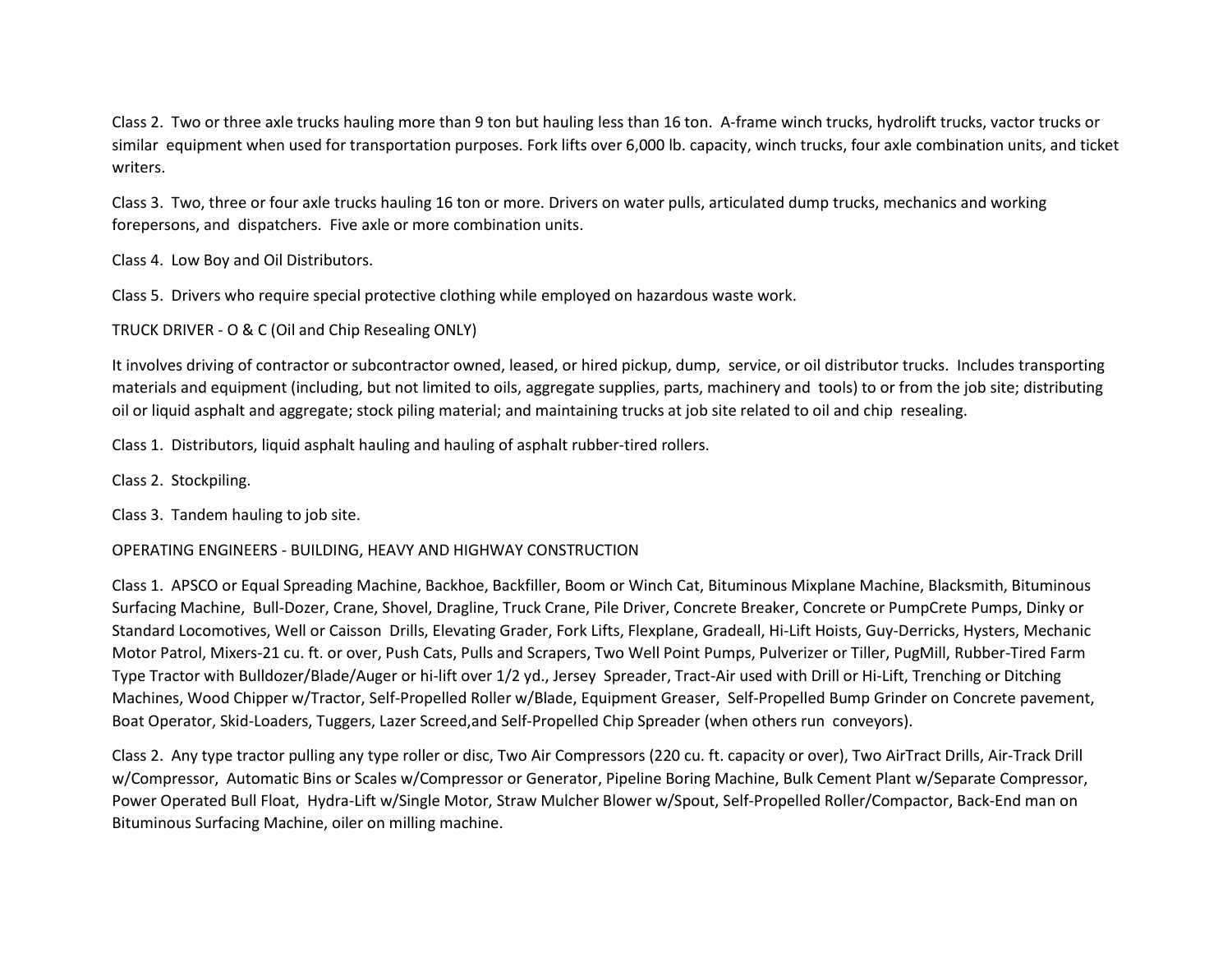Class 2. Two or three axle trucks hauling more than 9 ton but hauling less than 16 ton. A-frame winch trucks, hydrolift trucks, vactor trucks or similar equipment when used for transportation purposes. Fork lifts over 6,000 lb. capacity, winch trucks, four axle combination units, and ticket writers.

Class 3. Two, three or four axle trucks hauling 16 ton or more. Drivers on water pulls, articulated dump trucks, mechanics and working forepersons, and dispatchers. Five axle or more combination units.

Class 4. Low Boy and Oil Distributors.

Class 5. Drivers who require special protective clothing while employed on hazardous waste work.

TRUCK DRIVER - O & C (Oil and Chip Resealing ONLY)

It involves driving of contractor or subcontractor owned, leased, or hired pickup, dump, service, or oil distributor trucks. Includes transporting materials and equipment (including, but not limited to, oils, aggregate supplies, parts, machinery and tools) to or from the job site; distributing oil or liquid asphalt and aggregate; stock piling material; and maintaining trucks at job site related to oil and chip resealing.

Class 1. Distributors, liquid asphalt hauling and hauling of asphalt rubber-tired rollers.

Class 2. Stockpiling.

Class 3. Tandem hauling to job site.

OPERATING ENGINEERS - BUILDING, HEAVY AND HIGHWAY CONSTRUCTION

Class 1. APSCO or Equal Spreading Machine, Backhoe, Backfiller, Boom or Winch Cat, Bituminous Mixplane Machine, Blacksmith, Bituminous Surfacing Machine, Bull-Dozer, Crane, Shovel, Dragline, Truck Crane, Pile Driver, Concrete Breaker, Concrete or PumpCrete Pumps, Dinky or Standard Locomotives, Well or Caisson Drills, Elevating Grader, Fork Lifts, Flexplane, Gradeall, Hi-Lift Hoists, Guy-Derricks, Hysters, Mechanic Motor Patrol, Mixers-21 cu. ft. or over, Push Cats, Pulls and Scrapers, Two Well Point Pumps, Pulverizer or Tiller, PugMill, Rubber-Tired Farm Type Tractor with Bulldozer/Blade/Auger or hi-lift over 1/2 yd., Jersey Spreader, Tract-Air used with Drill or Hi-Lift, Trenching or Ditching Machines, Wood Chipper w/Tractor, Self-Propelled Roller w/Blade, Equipment Greaser, Self-Propelled Bump Grinder on Concrete pavement, Boat Operator, Skid-Loaders, Tuggers, Lazer Screed,and Self-Propelled Chip Spreader (when others run conveyors).

Class 2. Any type tractor pulling any type roller or disc, Two Air Compressors (220 cu. ft. capacity or over), Two AirTract Drills, Air-Track Drill w/Compressor, Automatic Bins or Scales w/Compressor or Generator, Pipeline Boring Machine, Bulk Cement Plant w/Separate Compressor, Power Operated Bull Float, Hydra-Lift w/Single Motor, Straw Mulcher Blower w/Spout, Self-Propelled Roller/Compactor, Back-End man on Bituminous Surfacing Machine, oiler on milling machine.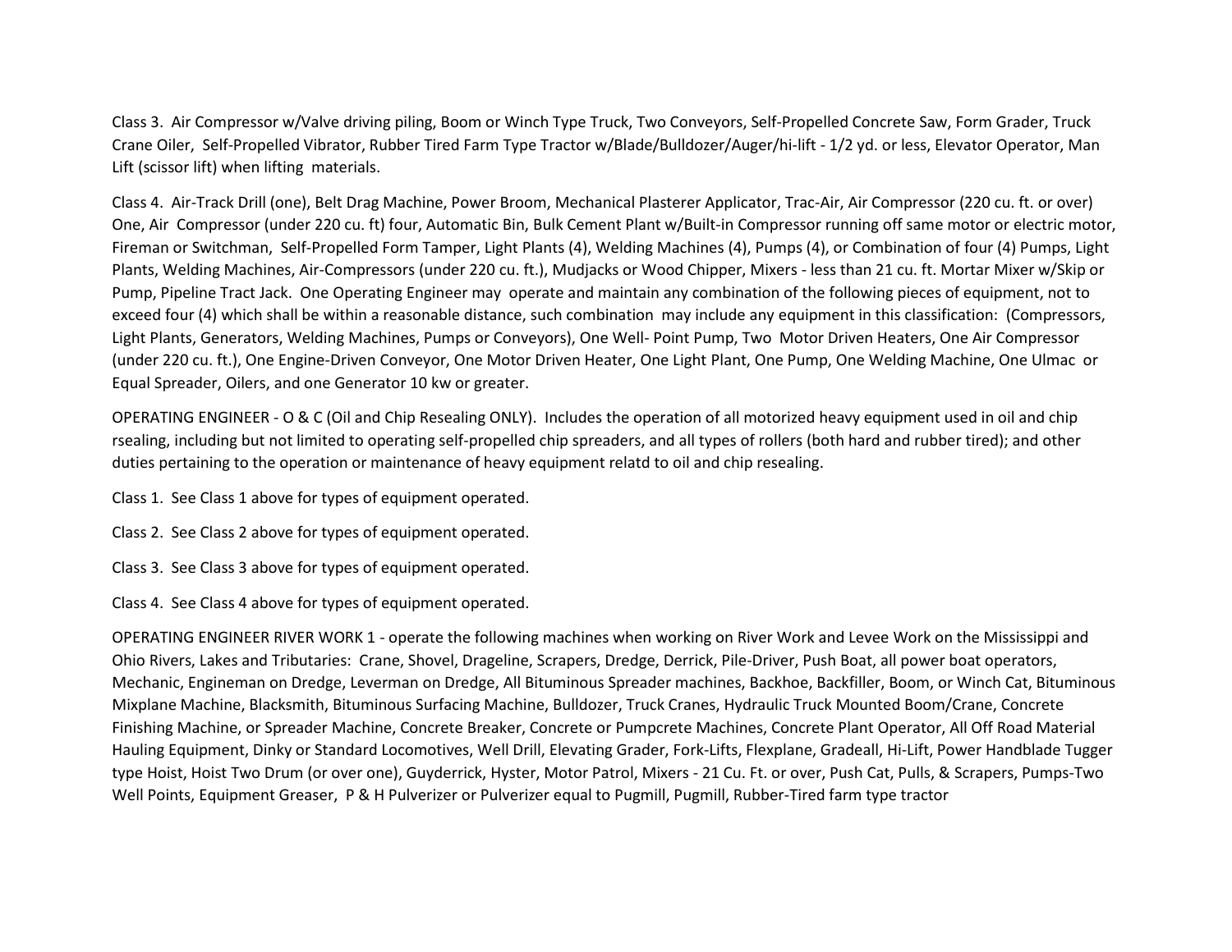Class 3. Air Compressor w/Valve driving piling, Boom or Winch Type Truck, Two Conveyors, Self-Propelled Concrete Saw, Form Grader, Truck Crane Oiler, Self-Propelled Vibrator, Rubber Tired Farm Type Tractor w/Blade/Bulldozer/Auger/hi-lift - 1/2 yd. or less, Elevator Operator, Man Lift (scissor lift) when lifting materials.

Class 4. Air-Track Drill (one), Belt Drag Machine, Power Broom, Mechanical Plasterer Applicator, Trac-Air, Air Compressor (220 cu. ft. or over) One, Air Compressor (under 220 cu. ft) four, Automatic Bin, Bulk Cement Plant w/Built-in Compressor running off same motor or electric motor, Fireman or Switchman, Self-Propelled Form Tamper, Light Plants (4), Welding Machines (4), Pumps (4), or Combination of four (4) Pumps, Light Plants, Welding Machines, Air-Compressors (under 220 cu. ft.), Mudjacks or Wood Chipper, Mixers - less than 21 cu. ft. Mortar Mixer w/Skip or Pump, Pipeline Tract Jack. One Operating Engineer may operate and maintain any combination of the following pieces of equipment, not to exceed four (4) which shall be within a reasonable distance, such combination may include any equipment in this classification: (Compressors, Light Plants, Generators, Welding Machines, Pumps or Conveyors), One Well- Point Pump, Two Motor Driven Heaters, One Air Compressor (under 220 cu. ft.), One Engine-Driven Conveyor, One Motor Driven Heater, One Light Plant, One Pump, One Welding Machine, One Ulmac or Equal Spreader, Oilers, and one Generator 10 kw or greater.

OPERATING ENGINEER - O & C (Oil and Chip Resealing ONLY). Includes the operation of all motorized heavy equipment used in oil and chip rsealing, including but not limited to operating self-propelled chip spreaders, and all types of rollers (both hard and rubber tired); and other duties pertaining to the operation or maintenance of heavy equipment relatd to oil and chip resealing.

Class 1. See Class 1 above for types of equipment operated.

Class 2. See Class 2 above for types of equipment operated.

Class 3. See Class 3 above for types of equipment operated.

Class 4. See Class 4 above for types of equipment operated.

OPERATING ENGINEER RIVER WORK 1 - operate the following machines when working on River Work and Levee Work on the Mississippi and Ohio Rivers, Lakes and Tributaries: Crane, Shovel, Drageline, Scrapers, Dredge, Derrick, Pile-Driver, Push Boat, all power boat operators, Mechanic, Engineman on Dredge, Leverman on Dredge, All Bituminous Spreader machines, Backhoe, Backfiller, Boom, or Winch Cat, Bituminous Mixplane Machine, Blacksmith, Bituminous Surfacing Machine, Bulldozer, Truck Cranes, Hydraulic Truck Mounted Boom/Crane, Concrete Finishing Machine, or Spreader Machine, Concrete Breaker, Concrete or Pumpcrete Machines, Concrete Plant Operator, All Off Road Material Hauling Equipment, Dinky or Standard Locomotives, Well Drill, Elevating Grader, Fork-Lifts, Flexplane, Gradeall, Hi-Lift, Power Handblade Tugger type Hoist, Hoist Two Drum (or over one), Guyderrick, Hyster, Motor Patrol, Mixers - 21 Cu. Ft. or over, Push Cat, Pulls, & Scrapers, Pumps-Two Well Points, Equipment Greaser, P & H Pulverizer or Pulverizer equal to Pugmill, Pugmill, Rubber-Tired farm type tractor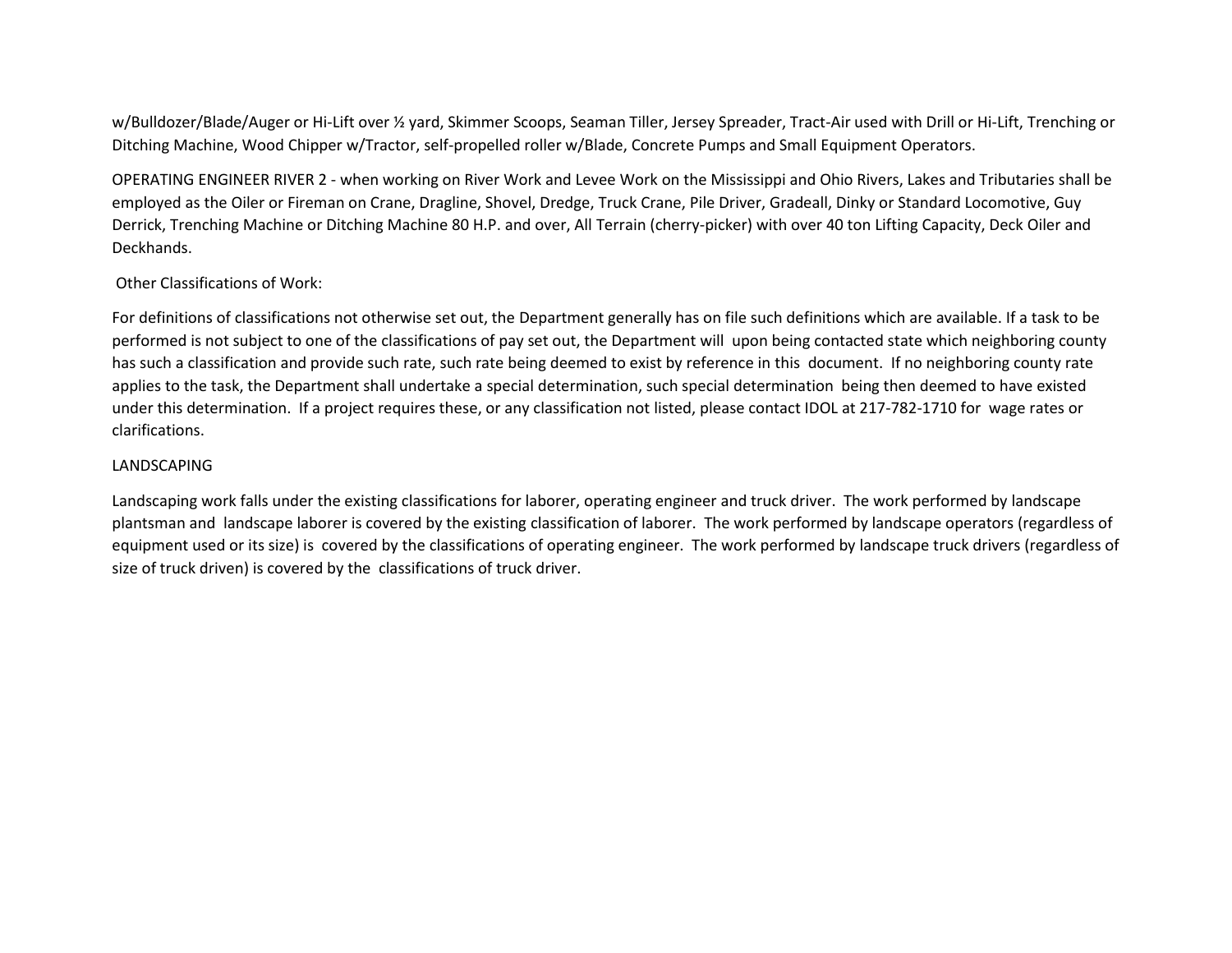w/Bulldozer/Blade/Auger or Hi-Lift over ½ yard, Skimmer Scoops, Seaman Tiller, Jersey Spreader, Tract-Air used with Drill or Hi-Lift, Trenching or Ditching Machine, Wood Chipper w/Tractor, self-propelled roller w/Blade, Concrete Pumps and Small Equipment Operators.

OPERATING ENGINEER RIVER 2 - when working on River Work and Levee Work on the Mississippi and Ohio Rivers, Lakes and Tributaries shall be employed as the Oiler or Fireman on Crane, Dragline, Shovel, Dredge, Truck Crane, Pile Driver, Gradeall, Dinky or Standard Locomotive, Guy Derrick, Trenching Machine or Ditching Machine 80 H.P. and over, All Terrain (cherry-picker) with over 40 ton Lifting Capacity, Deck Oiler and Deckhands.

Other Classifications of Work:

For definitions of classifications not otherwise set out, the Department generally has on file such definitions which are available. If a task to be performed is not subject to one of the classifications of pay set out, the Department will upon being contacted state which neighboring county has such a classification and provide such rate, such rate being deemed to exist by reference in this document. If no neighboring county rate applies to the task, the Department shall undertake a special determination, such special determination being then deemed to have existed under this determination. If a project requires these, or any classification not listed, please contact IDOL at 217-782-1710 for wage rates or clarifications.

LANDSCAPING

Landscaping work falls under the existing classifications for laborer, operating engineer and truck driver. The work performed by landscape plantsman and landscape laborer is covered by the existing classification of laborer. The work performed by landscape operators (regardless of equipment used or its size) is covered by the classifications of operating engineer. The work performed by landscape truck drivers (regardless of size of truck driven) is covered by the classifications of truck driver.